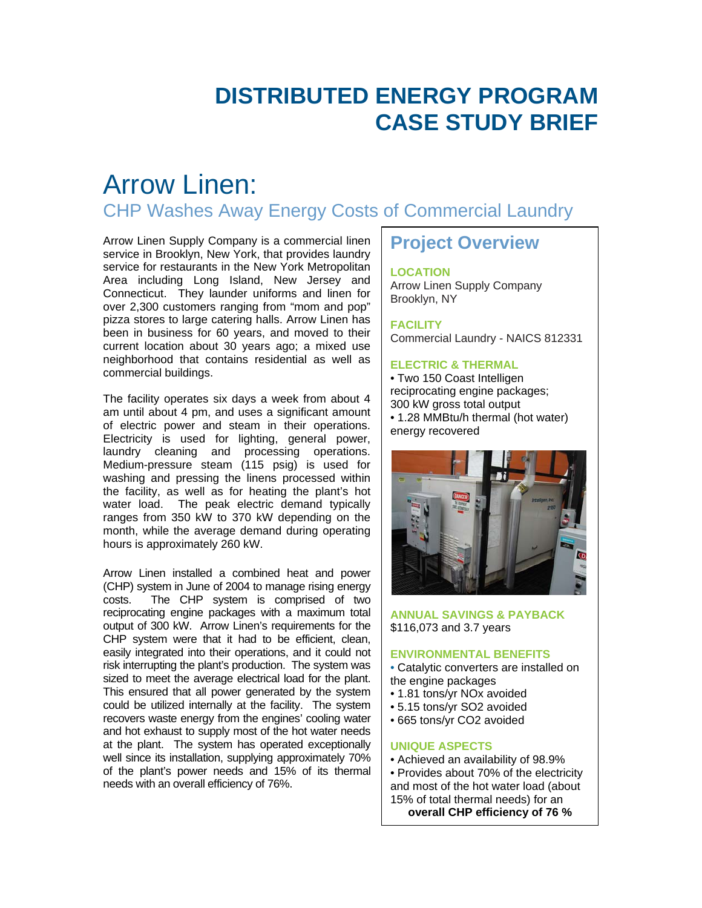# DISTRIBUTED ENERGY PROGRAM CASE STUDY BRIEF

# Arrow Linen:

## CHP Washes Away Energy Costs of Commercial Laundry

Arrow Linen Supply Company is a commercial linen service in Brooklyn, New York, that provides laundry service for restaurants in the New York Metropolitan Area including Long Island, New Jersey and Connecticut. They launder uniforms and linen for over 2,300 customers ranging from "mom and pop" pizza stores to large catering halls. Arrow Linen has been in business for 60 years, and moved to their current location about 30 years ago; a mixed use neighborhood that contains residential as well as commercial buildings.

The facility operates six days a week from about 4 am until about 4 pm, and uses a significant amount of electric power and steam in their operations. Electricity is used for lighting, general power, laundry cleaning and processing operations. Medium-pressure steam (115 psig) is used for washing and pressing the linens processed within the facility, as well as for heating the plant's hot water load. The peak electric demand typically ranges from 350 kW to 370 kW depending on the month, while the average demand during operating hours is approximately 260 kW.

Arrow Linen installed a combined heat and power (CHP) system in June of 2004 to manage rising energy costs. The CHP system is comprised of two reciprocating engine packages with a maximum total output of 300 kW. Arrow Linen's requirements for the CHP system were that it had to be efficient, clean, easily integrated into their operations, and it could not risk interrupting the plant's production. The system was sized to meet the average electrical load for the plant. This ensured that all power generated by the system could be utilized internally at the facility. The system recovers waste energy from the engines' cooling water and hot exhaust to supply most of the hot water needs at the plant. The system has operated exceptionally well since its installation, supplying approximately 70% of the plant's power needs and 15% of its thermal needs with an overall efficiency of 76%.

## Project Overview

**LOCATION**

Arrow Linen Supply Company
Brooklyn, NY

**FACILITY**

Commercial Laundry - NAICS 812331

**ELECTRIC & THERMAL**

- Two 150 Coast Intelligen reciprocating engine packages; 300 kW gross total output
- 1.28 MMBtu/h thermal (hot water) energy recovered

**ANNUAL SAVINGS & PAYBACK**

$116,073 and 3.7 years

**ENVIRONMENTAL BENEFITS**

- Catalytic converters are installed on the engine packages
- 1.81 tons/yr NOx avoided
- 5.15 tons/yr $SO_2$ avoided
- 665 tons/yr $CO_2$ avoided

**UNIQUE ASPECTS**

- Achieved an availability of 98.9%
- Provides about 70% of the electricity and most of the hot water load (about 15% of total thermal needs) for an **overall CHP efficiency of 76 %**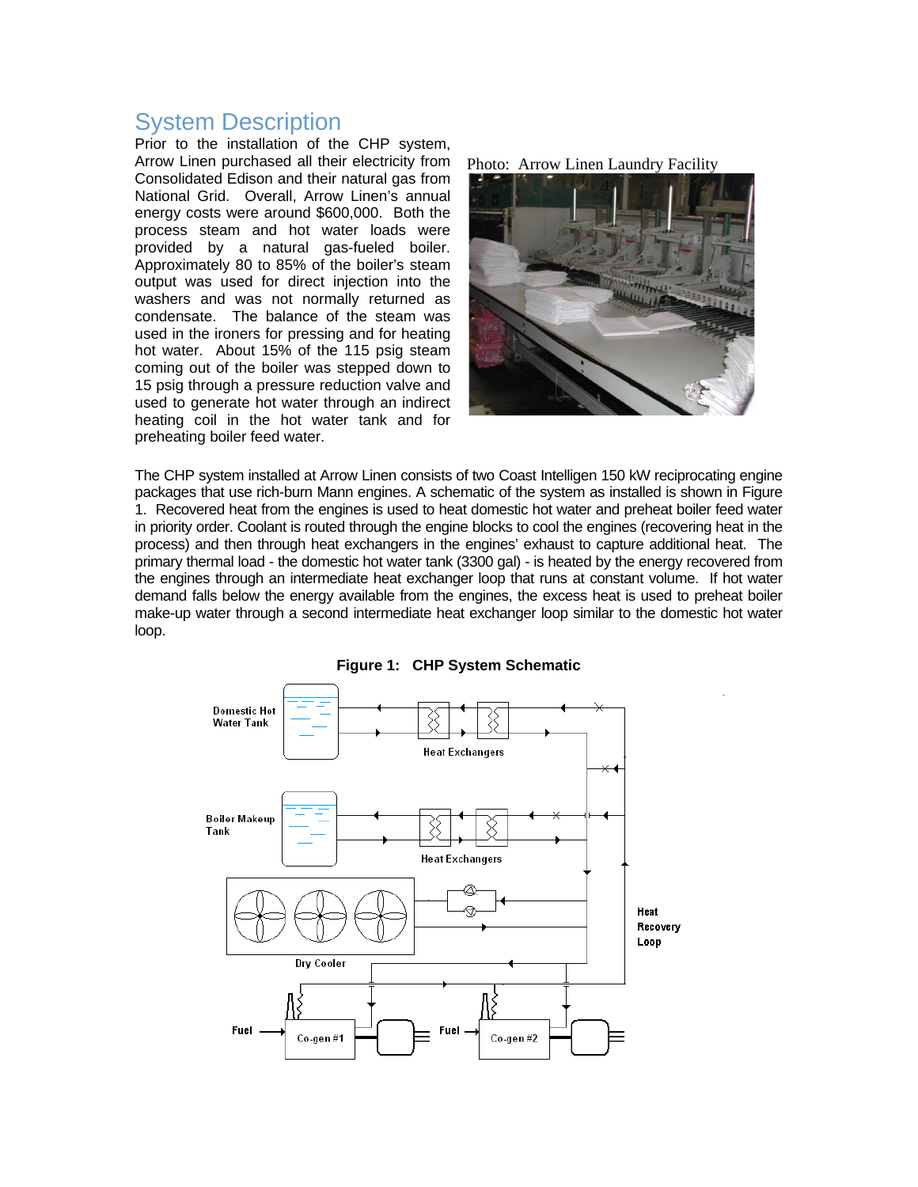## System Description

Prior to the installation of the CHP system, Arrow Linen purchased all their electricity from Consolidated Edison and their natural gas from National Grid. Overall, Arrow Linen's annual energy costs were around $600,000. Both the process steam and hot water loads were provided by a natural gas-fueled boiler. Approximately 80 to 85% of the boiler's steam output was used for direct injection into the washers and was not normally returned as condensate. The balance of the steam was used in the ironers for pressing and for heating hot water. About 15% of the 115 psig steam coming out of the boiler was stepped down to 15 psig through a pressure reduction valve and used to generate hot water through an indirect heating coil in the hot water tank and for preheating boiler feed water.

Photo: Arrow Linen Laundry Facility

The CHP system installed at Arrow Linen consists of two Coast Intelligen 150 kW reciprocating engine packages that use rich-burn Mann engines. A schematic of the system as installed is shown in Figure 1. Recovered heat from the engines is used to heat domestic hot water and preheat boiler feed water in priority order. Coolant is routed through the engine blocks to cool the engines (recovering heat in the process) and then through heat exchangers in the engines' exhaust to capture additional heat. The primary thermal load - the domestic hot water tank (3300 gal) - is heated by the energy recovered from the engines through an intermediate heat exchanger loop that runs at constant volume. If hot water demand falls below the energy available from the engines, the excess heat is used to preheat boiler make-up water through a second intermediate heat exchanger loop similar to the domestic hot water loop.

**Figure 1: CHP System Schematic**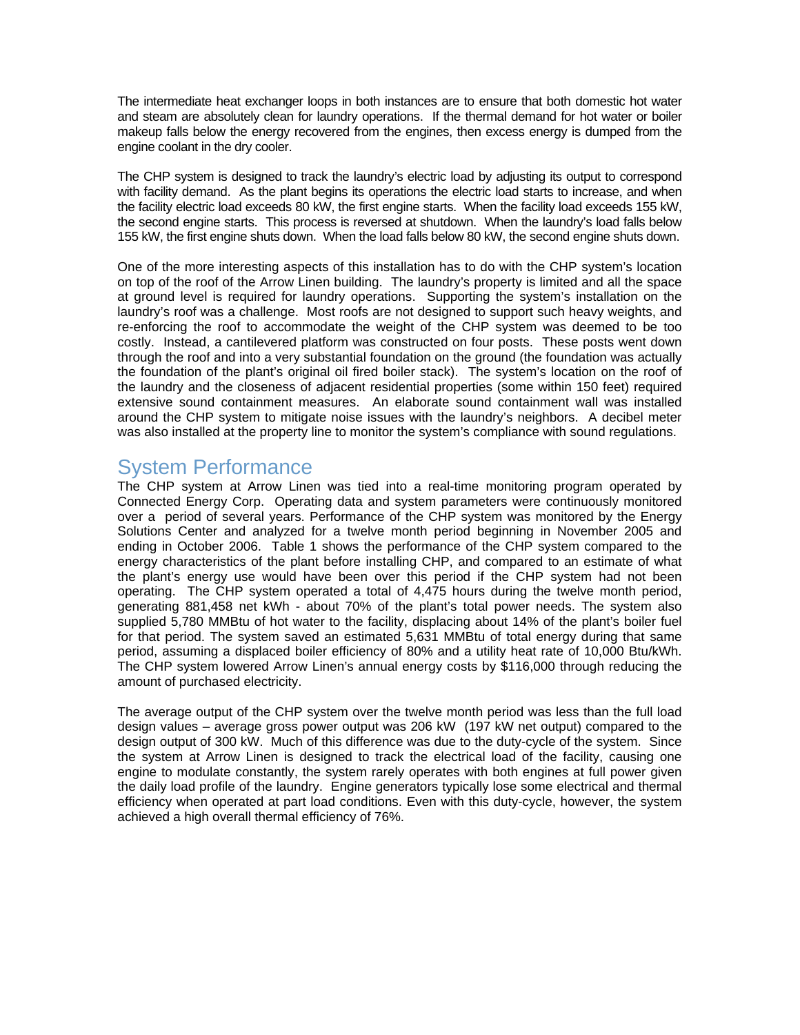The intermediate heat exchanger loops in both instances are to ensure that both domestic hot water and steam are absolutely clean for laundry operations. If the thermal demand for hot water or boiler makeup falls below the energy recovered from the engines, then excess energy is dumped from the engine coolant in the dry cooler.

The CHP system is designed to track the laundry's electric load by adjusting its output to correspond with facility demand. As the plant begins its operations the electric load starts to increase, and when the facility electric load exceeds 80 kW, the first engine starts. When the facility load exceeds 155 kW, the second engine starts. This process is reversed at shutdown. When the laundry's load falls below 155 kW, the first engine shuts down. When the load falls below 80 kW, the second engine shuts down.

One of the more interesting aspects of this installation has to do with the CHP system's location on top of the roof of the Arrow Linen building. The laundry's property is limited and all the space at ground level is required for laundry operations. Supporting the system's installation on the laundry's roof was a challenge. Most roofs are not designed to support such heavy weights, and re-enforcing the roof to accommodate the weight of the CHP system was deemed to be too costly. Instead, a cantilevered platform was constructed on four posts. These posts went down through the roof and into a very substantial foundation on the ground (the foundation was actually the foundation of the plant's original oil fired boiler stack). The system's location on the roof of the laundry and the closeness of adjacent residential properties (some within 150 feet) required extensive sound containment measures. An elaborate sound containment wall was installed around the CHP system to mitigate noise issues with the laundry's neighbors. A decibel meter was also installed at the property line to monitor the system's compliance with sound regulations.

## System Performance

The CHP system at Arrow Linen was tied into a real-time monitoring program operated by Connected Energy Corp. Operating data and system parameters were continuously monitored over a period of several years. Performance of the CHP system was monitored by the Energy Solutions Center and analyzed for a twelve month period beginning in November 2005 and ending in October 2006. Table 1 shows the performance of the CHP system compared to the energy characteristics of the plant before installing CHP, and compared to an estimate of what the plant's energy use would have been over this period if the CHP system had not been operating. The CHP system operated a total of 4,475 hours during the twelve month period, generating 881,458 net kWh - about 70% of the plant's total power needs. The system also supplied 5,780 MMBtu of hot water to the facility, displacing about 14% of the plant's boiler fuel for that period. The system saved an estimated 5,631 MMBtu of total energy during that same period, assuming a displaced boiler efficiency of 80% and a utility heat rate of 10,000 Btu/kWh. The CHP system lowered Arrow Linen's annual energy costs by $116,000 through reducing the amount of purchased electricity.

The average output of the CHP system over the twelve month period was less than the full load design values – average gross power output was 206 kW (197 kW net output) compared to the design output of 300 kW. Much of this difference was due to the duty-cycle of the system. Since the system at Arrow Linen is designed to track the electrical load of the facility, causing one engine to modulate constantly, the system rarely operates with both engines at full power given the daily load profile of the laundry. Engine generators typically lose some electrical and thermal efficiency when operated at part load conditions. Even with this duty-cycle, however, the system achieved a high overall thermal efficiency of 76%.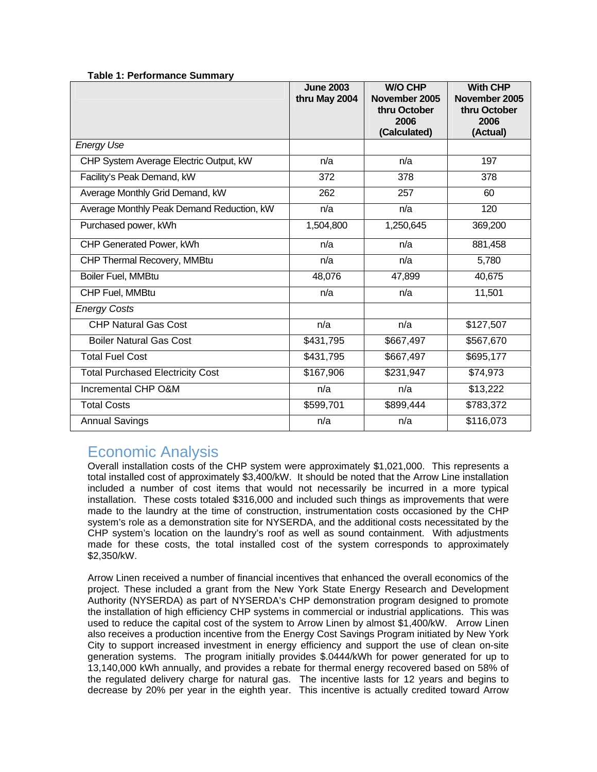**Table 1: Performance Summary**

| | June 2003 thru May 2004 | W/O CHP November 2005 thru October 2006 (Calculated) | With CHP November 2005 thru October 2006 (Actual) |
|---|---|---|---|
| *Energy Use* | | | |
| CHP System Average Electric Output, kW | n/a | n/a | 197 |
| Facility's Peak Demand, kW | 372 | 378 | 378 |
| Average Monthly Grid Demand, kW | 262 | 257 | 60 |
| Average Monthly Peak Demand Reduction, kW | n/a | n/a | 120 |
| Purchased power, kWh | 1,504,800 | 1,250,645 | 369,200 |
| CHP Generated Power, kWh | n/a | n/a | 881,458 |
| CHP Thermal Recovery, MMBtu | n/a | n/a | 5,780 |
| Boiler Fuel, MMBtu | 48,076 | 47,899 | 40,675 |
| CHP Fuel, MMBtu | n/a | n/a | 11,501 |
| *Energy Costs* | | | |
| CHP Natural Gas Cost | n/a | n/a | $127,507 |
| Boiler Natural Gas Cost | $431,795 | $667,497 | $567,670 |
| Total Fuel Cost | $431,795 | $667,497 | $695,177 |
| Total Purchased Electricity Cost | $167,906 | $231,947 | $74,973 |
| Incremental CHP O&M | n/a | n/a | $13,222 |
| Total Costs | $599,701 | $899,444 | $783,372 |
| Annual Savings | n/a | n/a | $116,073 |

## Economic Analysis

Overall installation costs of the CHP system were approximately $1,021,000. This represents a total installed cost of approximately $3,400/kW. It should be noted that the Arrow Line installation included a number of cost items that would not necessarily be incurred in a more typical installation. These costs totaled $316,000 and included such things as improvements that were made to the laundry at the time of construction, instrumentation costs occasioned by the CHP system's role as a demonstration site for NYSERDA, and the additional costs necessitated by the CHP system's location on the laundry's roof as well as sound containment. With adjustments made for these costs, the total installed cost of the system corresponds to approximately $2,350/kW.

Arrow Linen received a number of financial incentives that enhanced the overall economics of the project. These included a grant from the New York State Energy Research and Development Authority (NYSERDA) as part of NYSERDA's CHP demonstration program designed to promote the installation of high efficiency CHP systems in commercial or industrial applications. This was used to reduce the capital cost of the system to Arrow Linen by almost $1,400/kW. Arrow Linen also receives a production incentive from the Energy Cost Savings Program initiated by New York City to support increased investment in energy efficiency and support the use of clean on-site generation systems. The program initially provides $.0444/kWh for power generated for up to 13,140,000 kWh annually, and provides a rebate for thermal energy recovered based on 58% of the regulated delivery charge for natural gas. The incentive lasts for 12 years and begins to decrease by 20% per year in the eighth year. This incentive is actually credited toward Arrow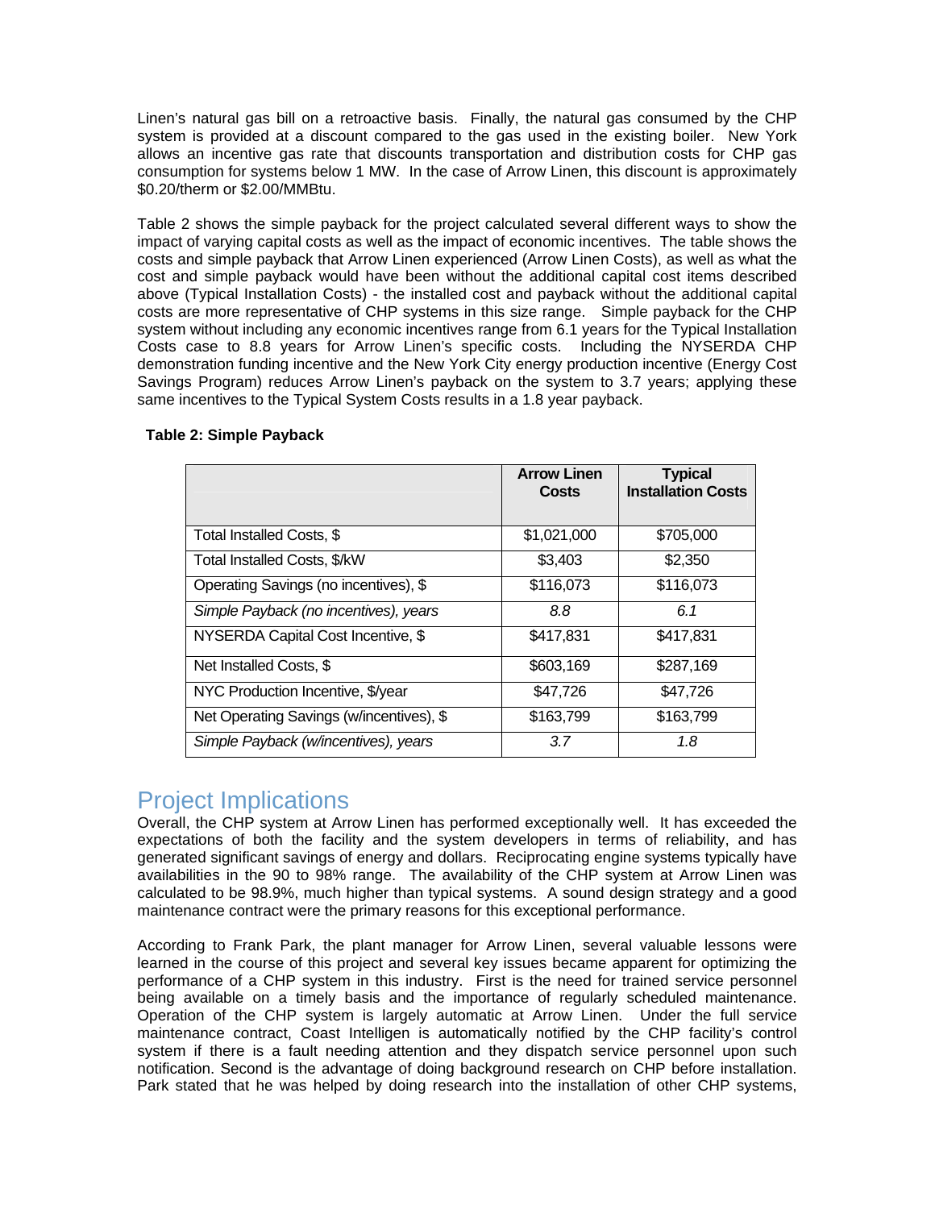Linen's natural gas bill on a retroactive basis. Finally, the natural gas consumed by the CHP system is provided at a discount compared to the gas used in the existing boiler. New York allows an incentive gas rate that discounts transportation and distribution costs for CHP gas consumption for systems below 1 MW. In the case of Arrow Linen, this discount is approximately $0.20/therm or $2.00/MMBtu.

Table 2 shows the simple payback for the project calculated several different ways to show the impact of varying capital costs as well as the impact of economic incentives. The table shows the costs and simple payback that Arrow Linen experienced (Arrow Linen Costs), as well as what the cost and simple payback would have been without the additional capital cost items described above (Typical Installation Costs) - the installed cost and payback without the additional capital costs are more representative of CHP systems in this size range. Simple payback for the CHP system without including any economic incentives range from 6.1 years for the Typical Installation Costs case to 8.8 years for Arrow Linen's specific costs. Including the NYSERDA CHP demonstration funding incentive and the New York City energy production incentive (Energy Cost Savings Program) reduces Arrow Linen's payback on the system to 3.7 years; applying these same incentives to the Typical System Costs results in a 1.8 year payback.

**Table 2: Simple Payback**

| | Arrow Linen Costs | Typical Installation Costs |
|---|---|---|
| Total Installed Costs, $ | $1,021,000 | $705,000 |
| Total Installed Costs, $/kW | $3,403 | $2,350 |
| Operating Savings (no incentives), $ | $116,073 | $116,073 |
| *Simple Payback (no incentives), years* | *8.8* | *6.1* |
| NYSERDA Capital Cost Incentive, $ | $417,831 | $417,831 |
| Net Installed Costs, $ | $603,169 | $287,169 |
| NYC Production Incentive, $/year | $47,726 | $47,726 |
| Net Operating Savings (w/incentives), $ | $163,799 | $163,799 |
| *Simple Payback (w/incentives), years* | *3.7* | *1.8* |

## Project Implications

Overall, the CHP system at Arrow Linen has performed exceptionally well. It has exceeded the expectations of both the facility and the system developers in terms of reliability, and has generated significant savings of energy and dollars. Reciprocating engine systems typically have availabilities in the 90 to 98% range. The availability of the CHP system at Arrow Linen was calculated to be 98.9%, much higher than typical systems. A sound design strategy and a good maintenance contract were the primary reasons for this exceptional performance.

According to Frank Park, the plant manager for Arrow Linen, several valuable lessons were learned in the course of this project and several key issues became apparent for optimizing the performance of a CHP system in this industry. First is the need for trained service personnel being available on a timely basis and the importance of regularly scheduled maintenance. Operation of the CHP system is largely automatic at Arrow Linen. Under the full service maintenance contract, Coast Intelligen is automatically notified by the CHP facility's control system if there is a fault needing attention and they dispatch service personnel upon such notification. Second is the advantage of doing background research on CHP before installation. Park stated that he was helped by doing research into the installation of other CHP systems,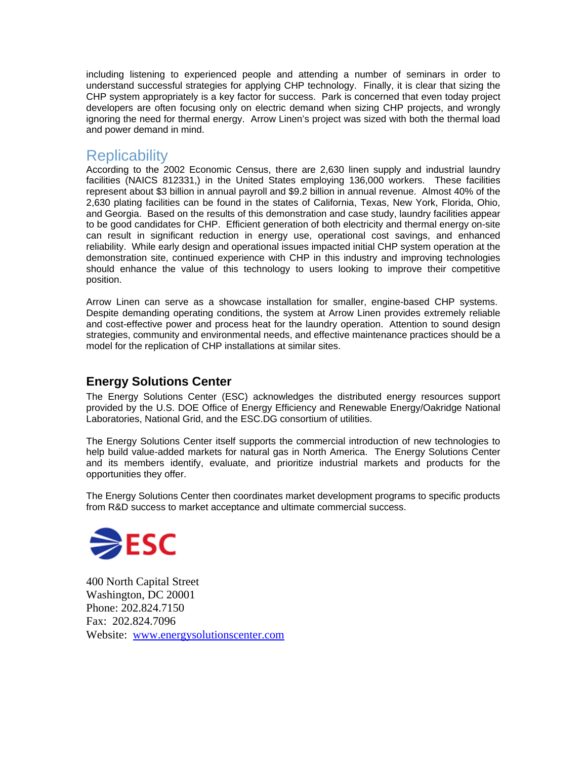including listening to experienced people and attending a number of seminars in order to understand successful strategies for applying CHP technology. Finally, it is clear that sizing the CHP system appropriately is a key factor for success. Park is concerned that even today project developers are often focusing only on electric demand when sizing CHP projects, and wrongly ignoring the need for thermal energy. Arrow Linen's project was sized with both the thermal load and power demand in mind.

## Replicability

According to the 2002 Economic Census, there are 2,630 linen supply and industrial laundry facilities (NAICS 812331,) in the United States employing 136,000 workers. These facilities represent about $3 billion in annual payroll and $9.2 billion in annual revenue. Almost 40% of the 2,630 plating facilities can be found in the states of California, Texas, New York, Florida, Ohio, and Georgia. Based on the results of this demonstration and case study, laundry facilities appear to be good candidates for CHP. Efficient generation of both electricity and thermal energy on-site can result in significant reduction in energy use, operational cost savings, and enhanced reliability. While early design and operational issues impacted initial CHP system operation at the demonstration site, continued experience with CHP in this industry and improving technologies should enhance the value of this technology to users looking to improve their competitive position.

Arrow Linen can serve as a showcase installation for smaller, engine-based CHP systems. Despite demanding operating conditions, the system at Arrow Linen provides extremely reliable and cost-effective power and process heat for the laundry operation. Attention to sound design strategies, community and environmental needs, and effective maintenance practices should be a model for the replication of CHP installations at similar sites.

### Energy Solutions Center

The Energy Solutions Center (ESC) acknowledges the distributed energy resources support provided by the U.S. DOE Office of Energy Efficiency and Renewable Energy/Oakridge National Laboratories, National Grid, and the ESC.DG consortium of utilities.

The Energy Solutions Center itself supports the commercial introduction of new technologies to help build value-added markets for natural gas in North America. The Energy Solutions Center and its members identify, evaluate, and prioritize industrial markets and products for the opportunities they offer.

The Energy Solutions Center then coordinates market development programs to specific products from R&D success to market acceptance and ultimate commercial success.

ESC

400 North Capital Street
Washington, DC 20001
Phone: 202.824.7150
Fax: 202.824.7096
Website: [www.energysolutionscenter.com](http://www.energysolutionscenter.com)